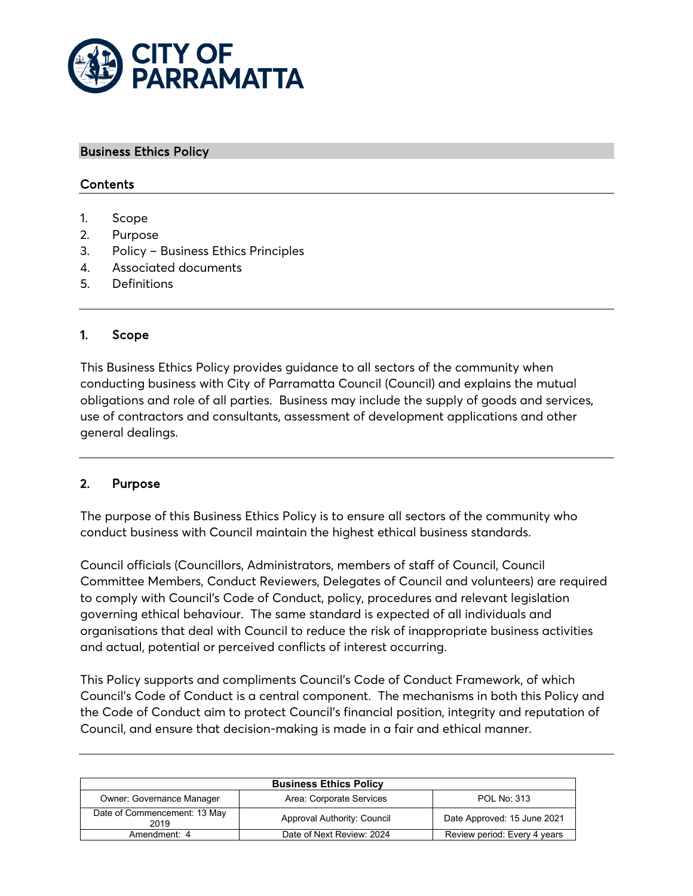# CITY OF PARRAMATTA

## Business Ethics Policy

### Contents

1. Scope
2. Purpose
3. Policy – Business Ethics Principles
4. Associated documents
5. Definitions

---

### 1. Scope

This Business Ethics Policy provides guidance to all sectors of the community when conducting business with City of Parramatta Council (Council) and explains the mutual obligations and role of all parties. Business may include the supply of goods and services, use of contractors and consultants, assessment of development applications and other general dealings.

---

### 2. Purpose

The purpose of this Business Ethics Policy is to ensure all sectors of the community who conduct business with Council maintain the highest ethical business standards.

Council officials (Councillors, Administrators, members of staff of Council, Council Committee Members, Conduct Reviewers, Delegates of Council and volunteers) are required to comply with Council's Code of Conduct, policy, procedures and relevant legislation governing ethical behaviour. The same standard is expected of all individuals and organisations that deal with Council to reduce the risk of inappropriate business activities and actual, potential or perceived conflicts of interest occurring.

This Policy supports and compliments Council's Code of Conduct Framework, of which Council's Code of Conduct is a central component. The mechanisms in both this Policy and the Code of Conduct aim to protect Council's financial position, integrity and reputation of Council, and ensure that decision-making is made in a fair and ethical manner.

---

| Business Ethics Policy | | |
|---|---|---|
| Owner: Governance Manager | Area: Corporate Services | POL No: 313 |
| Date of Commencement: 13 May 2019 | Approval Authority: Council | Date Approved: 15 June 2021 |
| Amendment: 4 | Date of Next Review: 2024 | Review period: Every 4 years |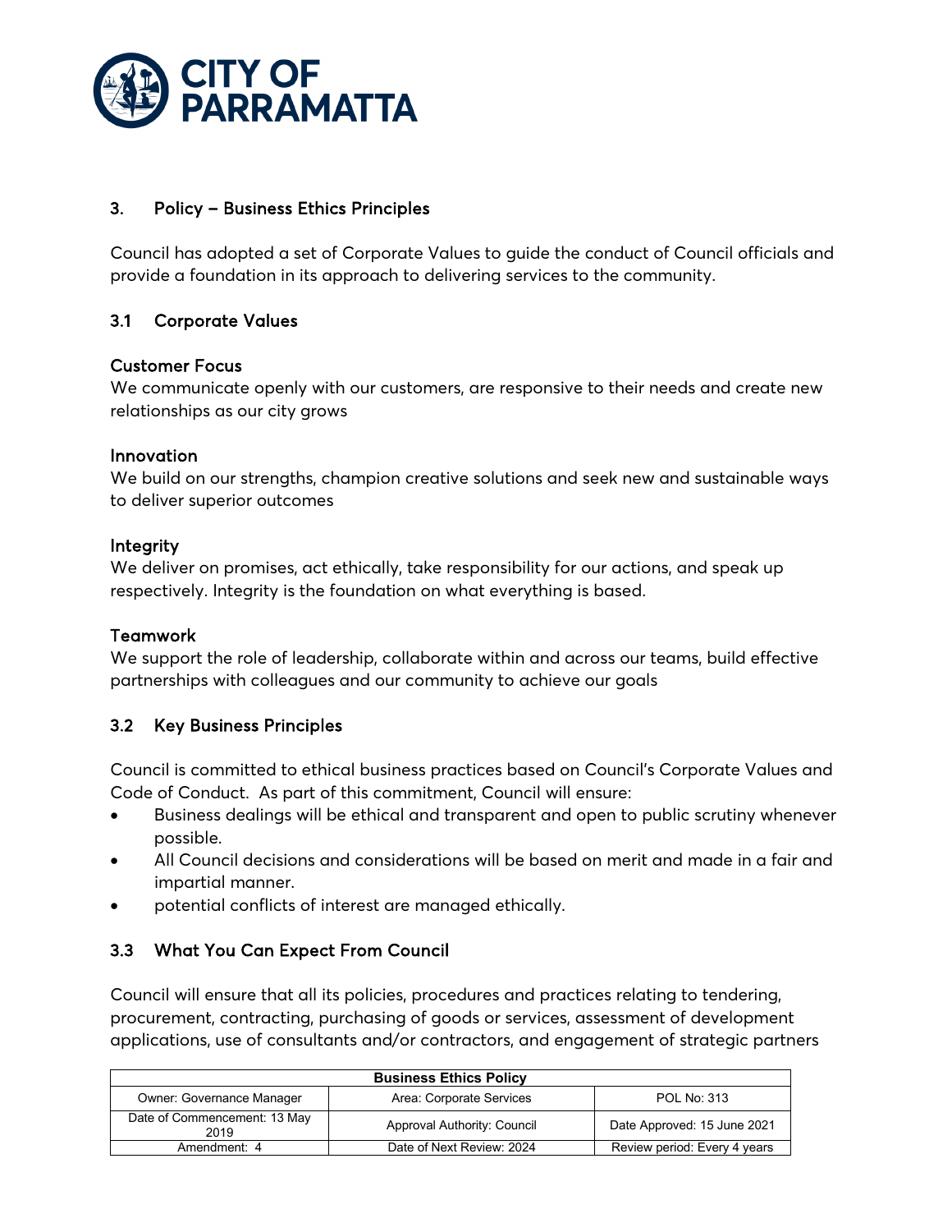## 3. Policy – Business Ethics Principles

Council has adopted a set of Corporate Values to guide the conduct of Council officials and provide a foundation in its approach to delivering services to the community.

### 3.1 Corporate Values

**Customer Focus**
We communicate openly with our customers, are responsive to their needs and create new relationships as our city grows

**Innovation**
We build on our strengths, champion creative solutions and seek new and sustainable ways to deliver superior outcomes

**Integrity**
We deliver on promises, act ethically, take responsibility for our actions, and speak up respectively. Integrity is the foundation on what everything is based.

**Teamwork**
We support the role of leadership, collaborate within and across our teams, build effective partnerships with colleagues and our community to achieve our goals

### 3.2 Key Business Principles

Council is committed to ethical business practices based on Council's Corporate Values and Code of Conduct. As part of this commitment, Council will ensure:

- Business dealings will be ethical and transparent and open to public scrutiny whenever possible.
- All Council decisions and considerations will be based on merit and made in a fair and impartial manner.
- potential conflicts of interest are managed ethically.

### 3.3 What You Can Expect From Council

Council will ensure that all its policies, procedures and practices relating to tendering, procurement, contracting, purchasing of goods or services, assessment of development applications, use of consultants and/or contractors, and engagement of strategic partners

| Business Ethics Policy | | |
|---|---|---|
| Owner: Governance Manager | Area: Corporate Services | POL No: 313 |
| Date of Commencement: 13 May 2019 | Approval Authority: Council | Date Approved: 15 June 2021 |
| Amendment: 4 | Date of Next Review: 2024 | Review period: Every 4 years |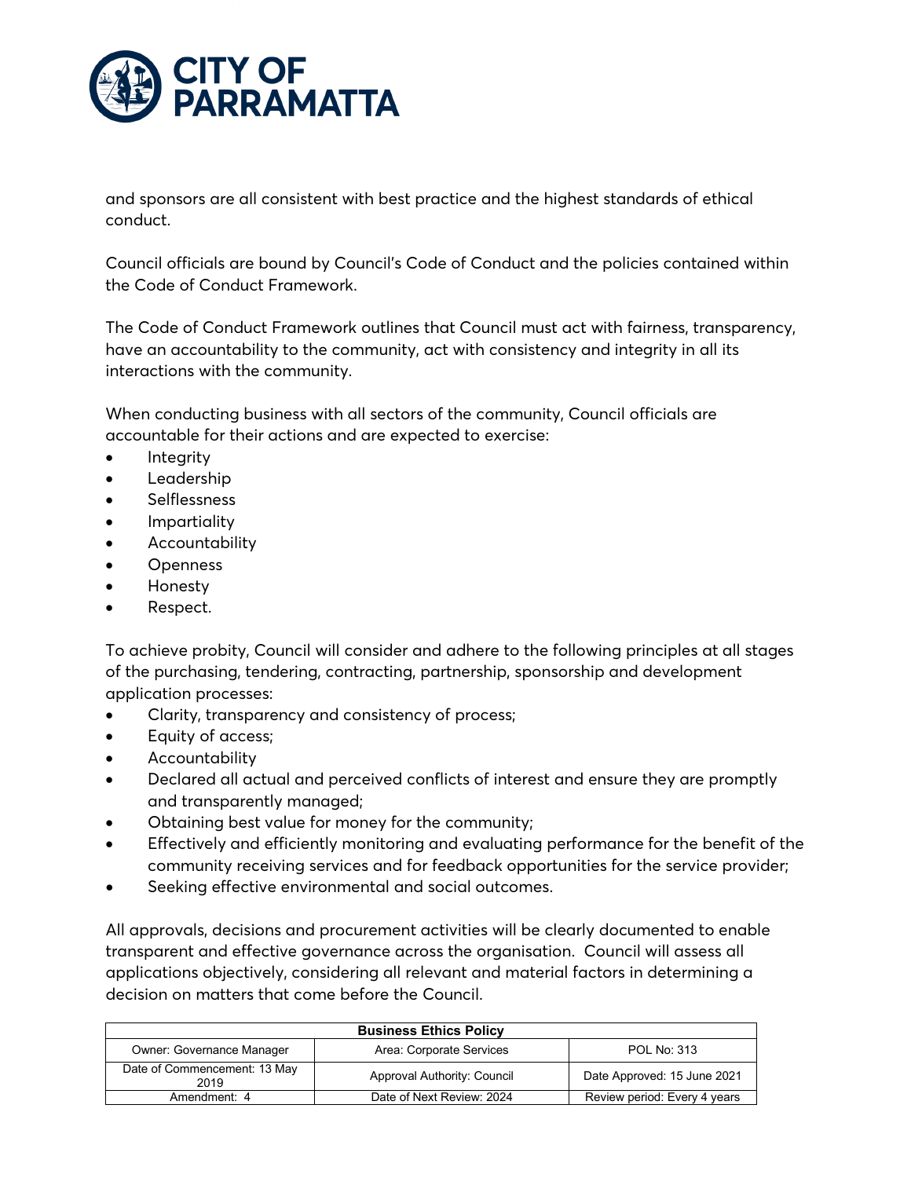and sponsors are all consistent with best practice and the highest standards of ethical conduct.

Council officials are bound by Council's Code of Conduct and the policies contained within the Code of Conduct Framework.

The Code of Conduct Framework outlines that Council must act with fairness, transparency, have an accountability to the community, act with consistency and integrity in all its interactions with the community.

When conducting business with all sectors of the community, Council officials are accountable for their actions and are expected to exercise:

- Integrity
- Leadership
- Selflessness
- Impartiality
- Accountability
- Openness
- Honesty
- Respect.

To achieve probity, Council will consider and adhere to the following principles at all stages of the purchasing, tendering, contracting, partnership, sponsorship and development application processes:

- Clarity, transparency and consistency of process;
- Equity of access;
- Accountability
- Declared all actual and perceived conflicts of interest and ensure they are promptly and transparently managed;
- Obtaining best value for money for the community;
- Effectively and efficiently monitoring and evaluating performance for the benefit of the community receiving services and for feedback opportunities for the service provider;
- Seeking effective environmental and social outcomes.

All approvals, decisions and procurement activities will be clearly documented to enable transparent and effective governance across the organisation. Council will assess all applications objectively, considering all relevant and material factors in determining a decision on matters that come before the Council.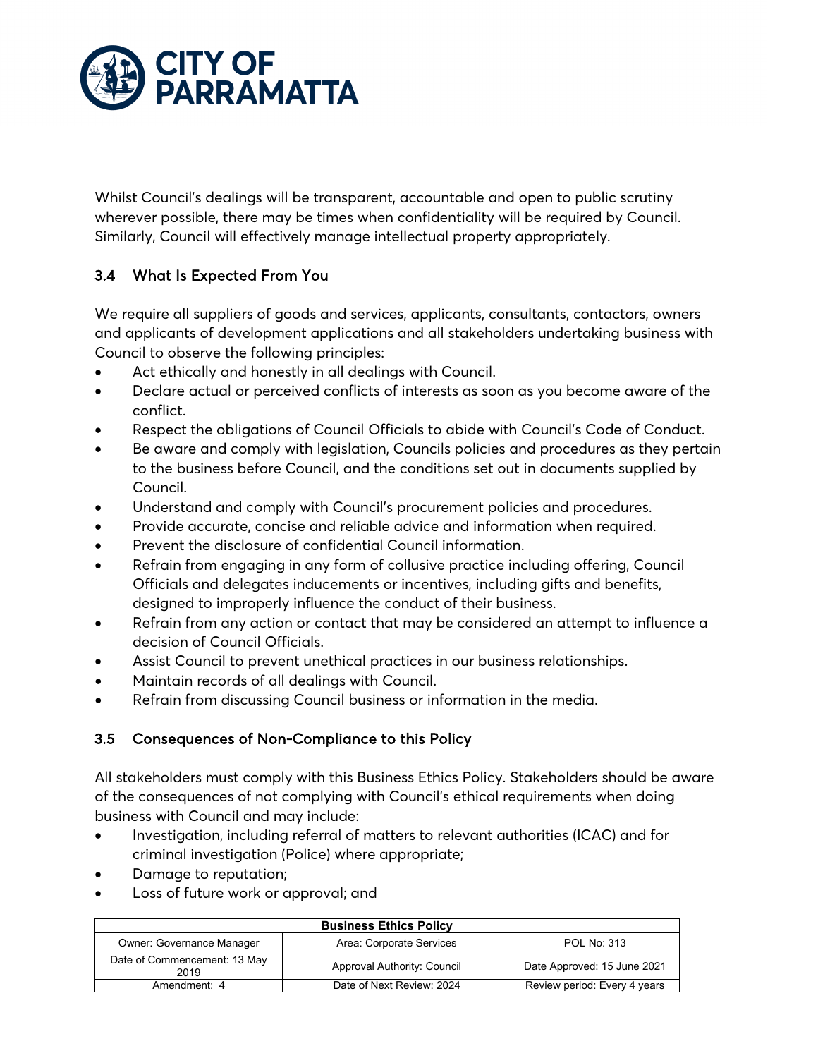Whilst Council's dealings will be transparent, accountable and open to public scrutiny wherever possible, there may be times when confidentiality will be required by Council. Similarly, Council will effectively manage intellectual property appropriately.

### 3.4 What Is Expected From You

We require all suppliers of goods and services, applicants, consultants, contactors, owners and applicants of development applications and all stakeholders undertaking business with Council to observe the following principles:

- Act ethically and honestly in all dealings with Council.
- Declare actual or perceived conflicts of interests as soon as you become aware of the conflict.
- Respect the obligations of Council Officials to abide with Council's Code of Conduct.
- Be aware and comply with legislation, Councils policies and procedures as they pertain to the business before Council, and the conditions set out in documents supplied by Council.
- Understand and comply with Council's procurement policies and procedures.
- Provide accurate, concise and reliable advice and information when required.
- Prevent the disclosure of confidential Council information.
- Refrain from engaging in any form of collusive practice including offering, Council Officials and delegates inducements or incentives, including gifts and benefits, designed to improperly influence the conduct of their business.
- Refrain from any action or contact that may be considered an attempt to influence a decision of Council Officials.
- Assist Council to prevent unethical practices in our business relationships.
- Maintain records of all dealings with Council.
- Refrain from discussing Council business or information in the media.

### 3.5 Consequences of Non-Compliance to this Policy

All stakeholders must comply with this Business Ethics Policy. Stakeholders should be aware of the consequences of not complying with Council's ethical requirements when doing business with Council and may include:

- Investigation, including referral of matters to relevant authorities (ICAC) and for criminal investigation (Police) where appropriate;
- Damage to reputation;
- Loss of future work or approval; and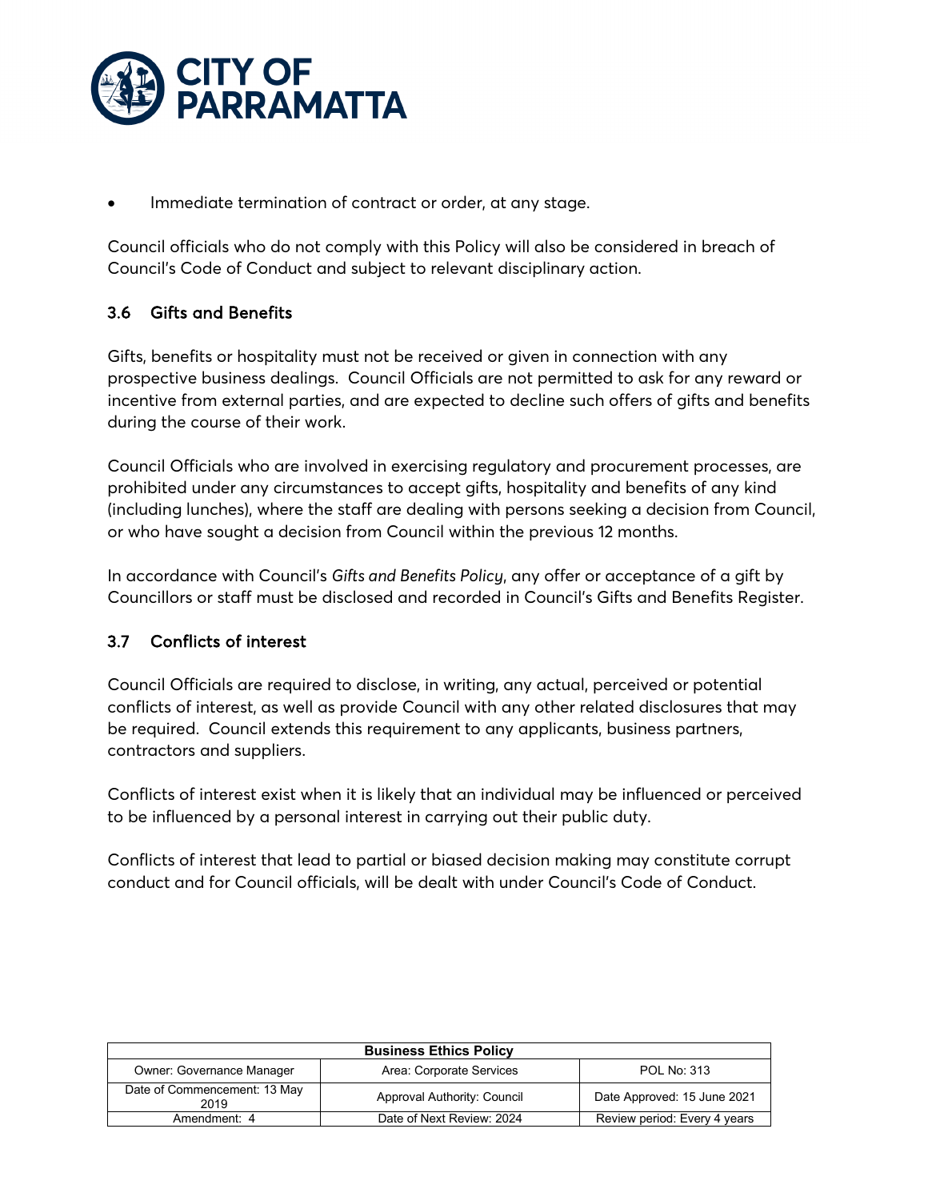- Immediate termination of contract or order, at any stage.

Council officials who do not comply with this Policy will also be considered in breach of Council's Code of Conduct and subject to relevant disciplinary action.

### 3.6 Gifts and Benefits

Gifts, benefits or hospitality must not be received or given in connection with any prospective business dealings. Council Officials are not permitted to ask for any reward or incentive from external parties, and are expected to decline such offers of gifts and benefits during the course of their work.

Council Officials who are involved in exercising regulatory and procurement processes, are prohibited under any circumstances to accept gifts, hospitality and benefits of any kind (including lunches), where the staff are dealing with persons seeking a decision from Council, or who have sought a decision from Council within the previous 12 months.

In accordance with Council's *Gifts and Benefits Policy*, any offer or acceptance of a gift by Councillors or staff must be disclosed and recorded in Council's Gifts and Benefits Register.

### 3.7 Conflicts of interest

Council Officials are required to disclose, in writing, any actual, perceived or potential conflicts of interest, as well as provide Council with any other related disclosures that may be required. Council extends this requirement to any applicants, business partners, contractors and suppliers.

Conflicts of interest exist when it is likely that an individual may be influenced or perceived to be influenced by a personal interest in carrying out their public duty.

Conflicts of interest that lead to partial or biased decision making may constitute corrupt conduct and for Council officials, will be dealt with under Council's Code of Conduct.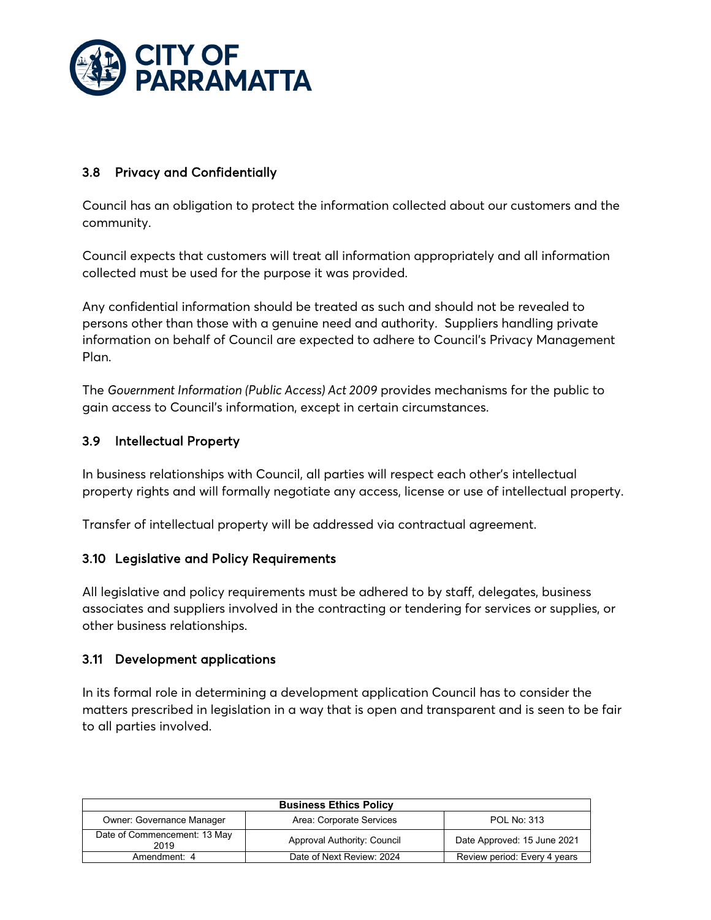### 3.8 Privacy and Confidentially

Council has an obligation to protect the information collected about our customers and the community.

Council expects that customers will treat all information appropriately and all information collected must be used for the purpose it was provided.

Any confidential information should be treated as such and should not be revealed to persons other than those with a genuine need and authority. Suppliers handling private information on behalf of Council are expected to adhere to Council's Privacy Management Plan.

The *Government Information (Public Access) Act 2009* provides mechanisms for the public to gain access to Council's information, except in certain circumstances.

### 3.9 Intellectual Property

In business relationships with Council, all parties will respect each other's intellectual property rights and will formally negotiate any access, license or use of intellectual property.

Transfer of intellectual property will be addressed via contractual agreement.

### 3.10 Legislative and Policy Requirements

All legislative and policy requirements must be adhered to by staff, delegates, business associates and suppliers involved in the contracting or tendering for services or supplies, or other business relationships.

### 3.11 Development applications

In its formal role in determining a development application Council has to consider the matters prescribed in legislation in a way that is open and transparent and is seen to be fair to all parties involved.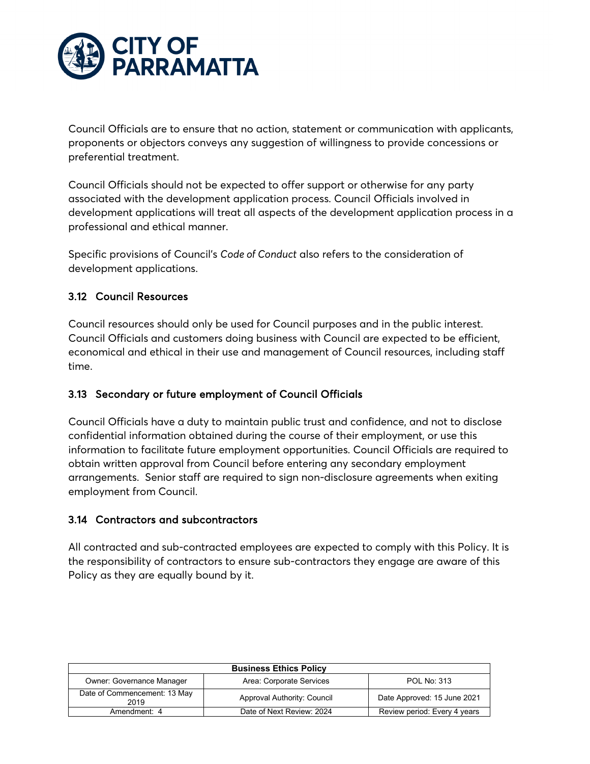Council Officials are to ensure that no action, statement or communication with applicants, proponents or objectors conveys any suggestion of willingness to provide concessions or preferential treatment.

Council Officials should not be expected to offer support or otherwise for any party associated with the development application process. Council Officials involved in development applications will treat all aspects of the development application process in a professional and ethical manner.

Specific provisions of Council's *Code of Conduct* also refers to the consideration of development applications.

### 3.12 Council Resources

Council resources should only be used for Council purposes and in the public interest. Council Officials and customers doing business with Council are expected to be efficient, economical and ethical in their use and management of Council resources, including staff time.

### 3.13 Secondary or future employment of Council Officials

Council Officials have a duty to maintain public trust and confidence, and not to disclose confidential information obtained during the course of their employment, or use this information to facilitate future employment opportunities. Council Officials are required to obtain written approval from Council before entering any secondary employment arrangements. Senior staff are required to sign non-disclosure agreements when exiting employment from Council.

### 3.14 Contractors and subcontractors

All contracted and sub-contracted employees are expected to comply with this Policy. It is the responsibility of contractors to ensure sub-contractors they engage are aware of this Policy as they are equally bound by it.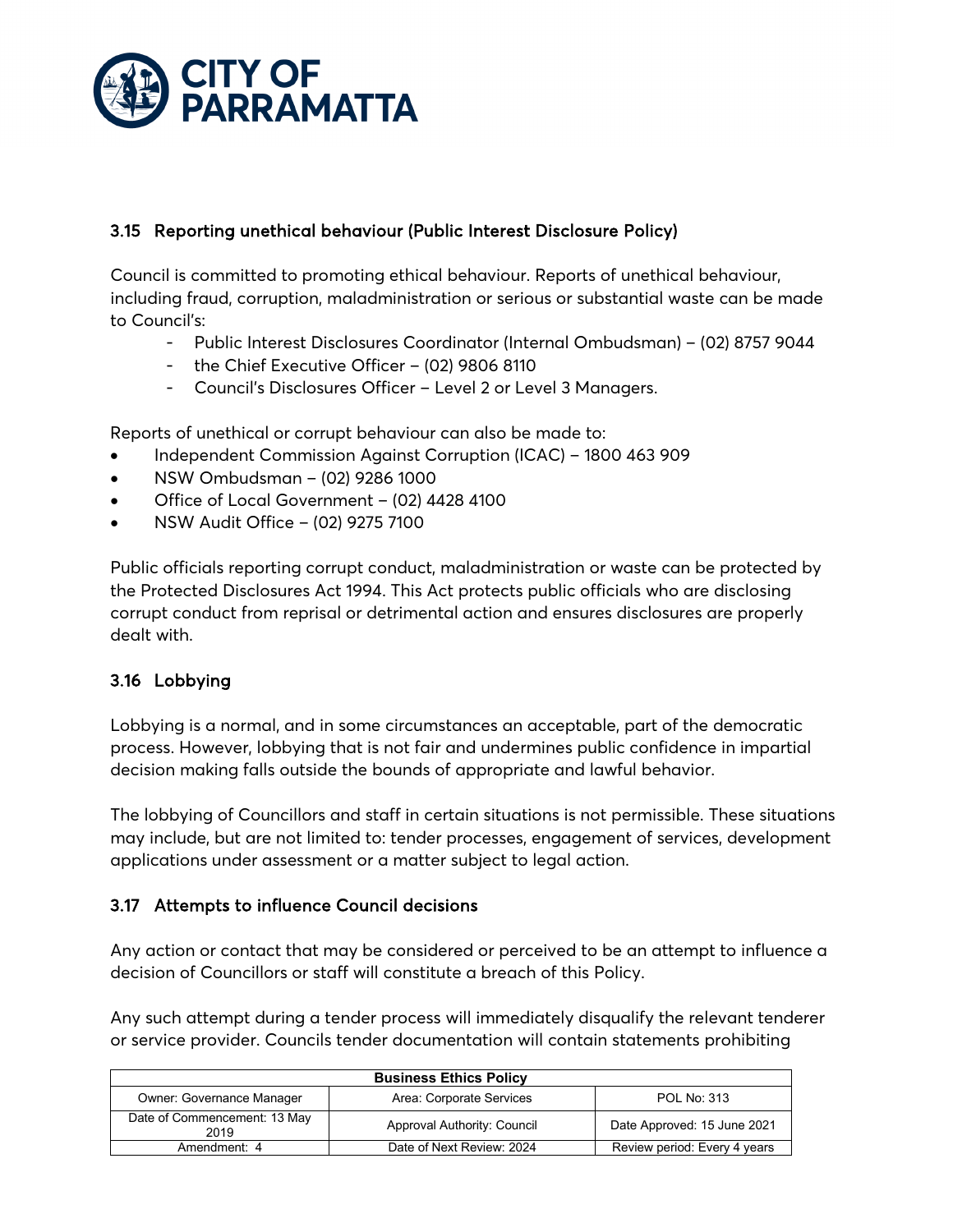### 3.15 Reporting unethical behaviour (Public Interest Disclosure Policy)

Council is committed to promoting ethical behaviour. Reports of unethical behaviour, including fraud, corruption, maladministration or serious or substantial waste can be made to Council's:

- Public Interest Disclosures Coordinator (Internal Ombudsman) – (02) 8757 9044
- the Chief Executive Officer – (02) 9806 8110
- Council's Disclosures Officer – Level 2 or Level 3 Managers.

Reports of unethical or corrupt behaviour can also be made to:

- Independent Commission Against Corruption (ICAC) – 1800 463 909
- NSW Ombudsman – (02) 9286 1000
- Office of Local Government – (02) 4428 4100
- NSW Audit Office – (02) 9275 7100

Public officials reporting corrupt conduct, maladministration or waste can be protected by the Protected Disclosures Act 1994. This Act protects public officials who are disclosing corrupt conduct from reprisal or detrimental action and ensures disclosures are properly dealt with.

### 3.16 Lobbying

Lobbying is a normal, and in some circumstances an acceptable, part of the democratic process. However, lobbying that is not fair and undermines public confidence in impartial decision making falls outside the bounds of appropriate and lawful behavior.

The lobbying of Councillors and staff in certain situations is not permissible. These situations may include, but are not limited to: tender processes, engagement of services, development applications under assessment or a matter subject to legal action.

### 3.17 Attempts to influence Council decisions

Any action or contact that may be considered or perceived to be an attempt to influence a decision of Councillors or staff will constitute a breach of this Policy.

Any such attempt during a tender process will immediately disqualify the relevant tenderer or service provider. Councils tender documentation will contain statements prohibiting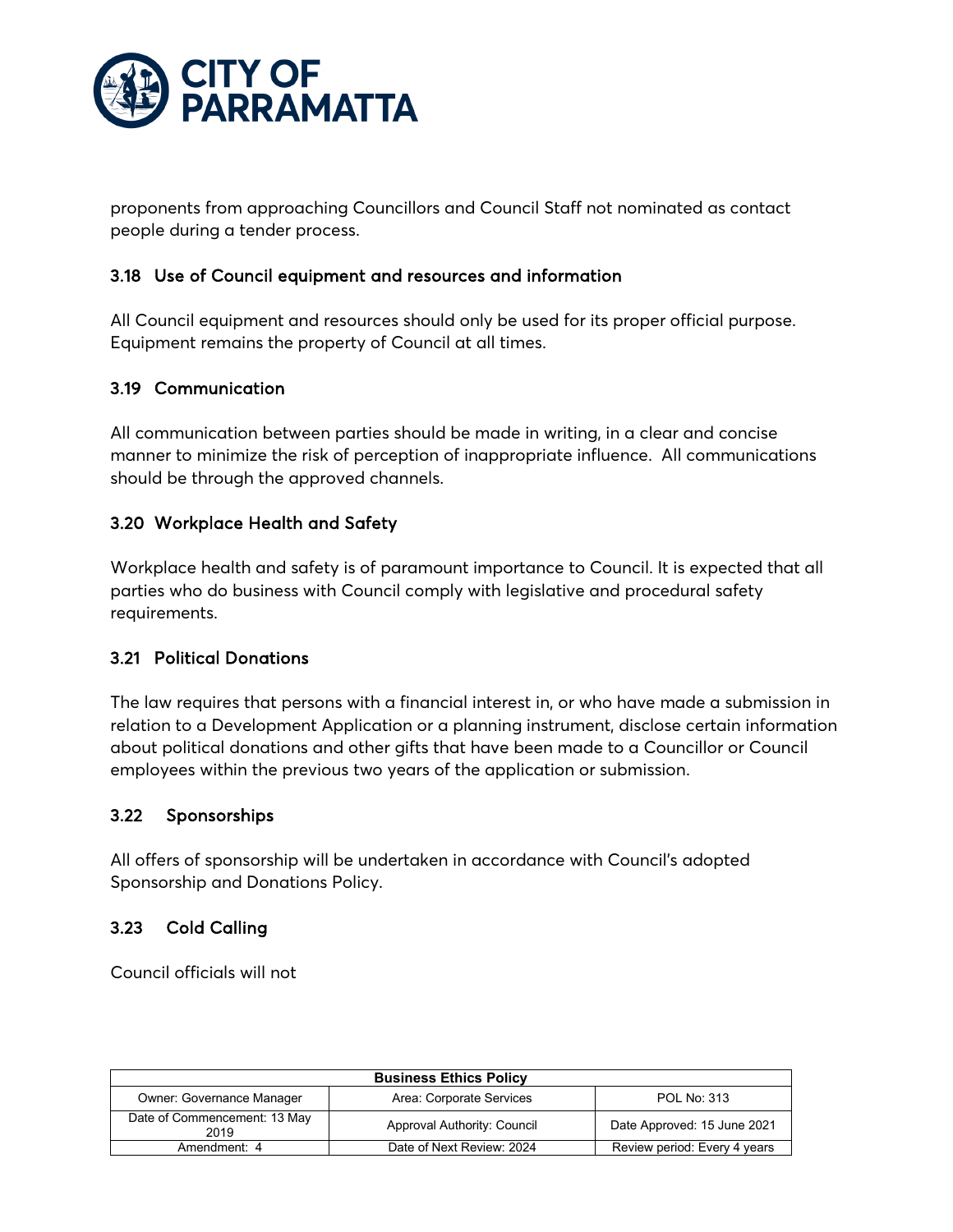proponents from approaching Councillors and Council Staff not nominated as contact people during a tender process.

### 3.18 Use of Council equipment and resources and information

All Council equipment and resources should only be used for its proper official purpose. Equipment remains the property of Council at all times.

### 3.19 Communication

All communication between parties should be made in writing, in a clear and concise manner to minimize the risk of perception of inappropriate influence. All communications should be through the approved channels.

### 3.20 Workplace Health and Safety

Workplace health and safety is of paramount importance to Council. It is expected that all parties who do business with Council comply with legislative and procedural safety requirements.

### 3.21 Political Donations

The law requires that persons with a financial interest in, or who have made a submission in relation to a Development Application or a planning instrument, disclose certain information about political donations and other gifts that have been made to a Councillor or Council employees within the previous two years of the application or submission.

### 3.22 Sponsorships

All offers of sponsorship will be undertaken in accordance with Council's adopted Sponsorship and Donations Policy.

### 3.23 Cold Calling

Council officials will not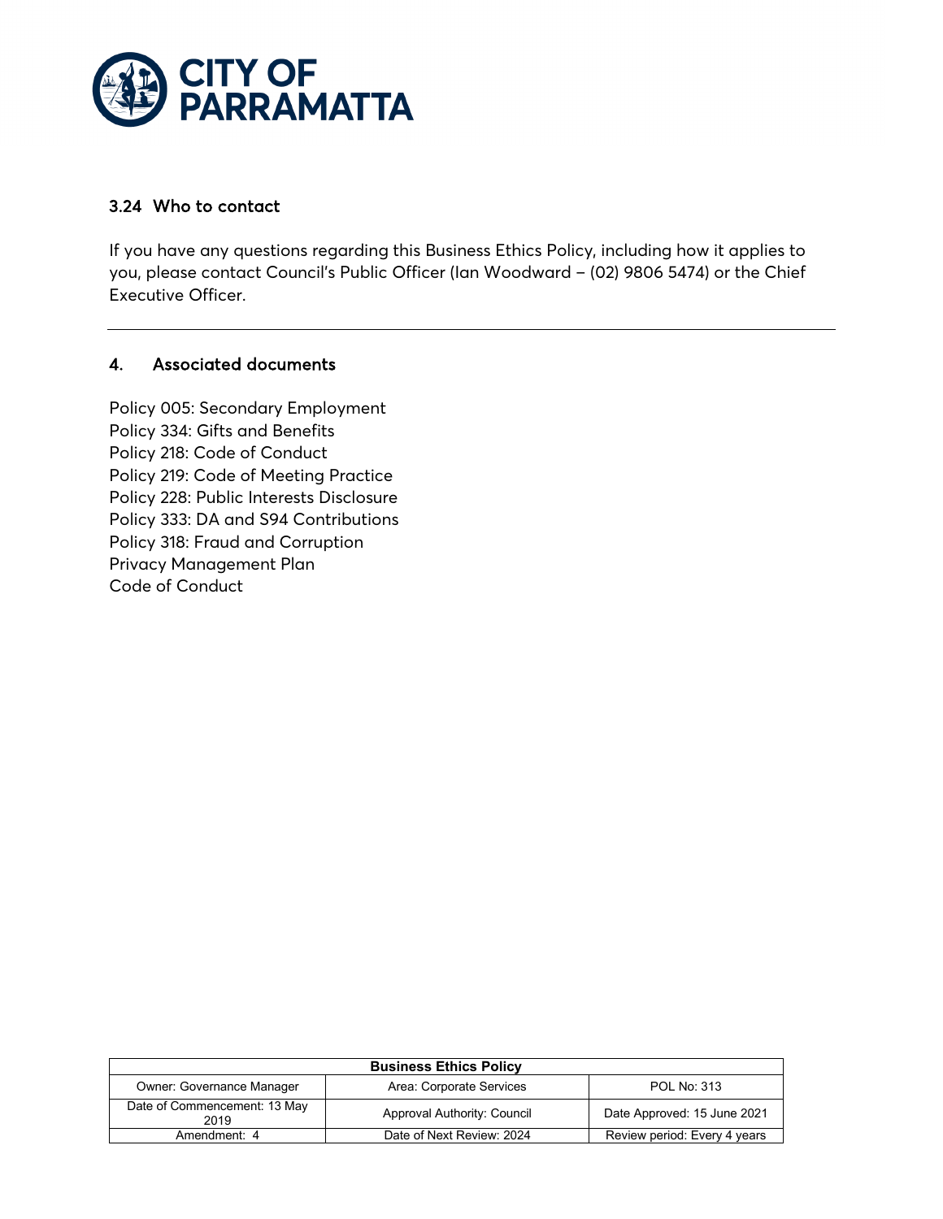### 3.24 Who to contact

If you have any questions regarding this Business Ethics Policy, including how it applies to you, please contact Council's Public Officer (Ian Woodward – (02) 9806 5474) or the Chief Executive Officer.

---

## 4. Associated documents

Policy 005: Secondary Employment
Policy 334: Gifts and Benefits
Policy 218: Code of Conduct
Policy 219: Code of Meeting Practice
Policy 228: Public Interests Disclosure
Policy 333: DA and S94 Contributions
Policy 318: Fraud and Corruption
Privacy Management Plan
Code of Conduct